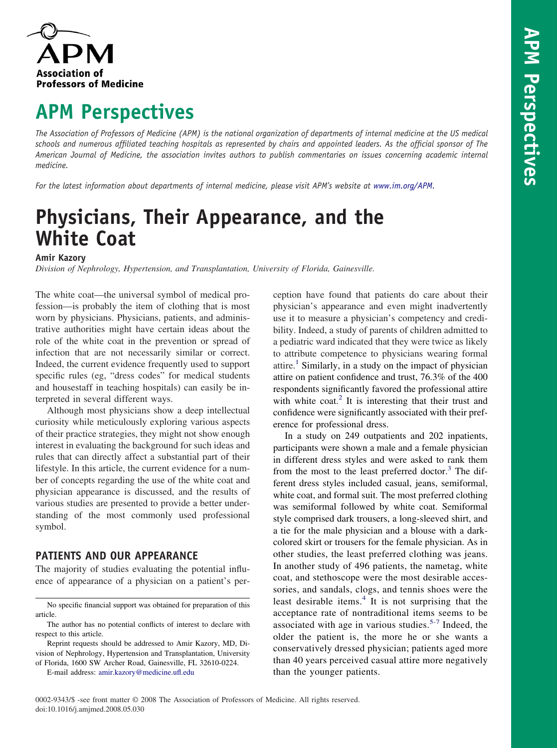# APM Perspectives

*The Association of Professors of Medicine (APM) is the national organization of departments of internal medicine at the US medical schools and numerous affiliated teaching hospitals as represented by chairs and appointed leaders. As the official sponsor of The American Journal of Medicine, the association invites authors to publish commentaries on issues concerning academic internal medicine.*

*For the latest information about departments of internal medicine, please visit APM's website at www.im.org/APM.*

# Physicians, Their Appearance, and the White Coat

**Amir Kazory**

*Division of Nephrology, Hypertension, and Transplantation, University of Florida, Gainesville.*

The white coat—the universal symbol of medical profession—is probably the item of clothing that is most worn by physicians. Physicians, patients, and administrative authorities might have certain ideas about the role of the white coat in the prevention or spread of infection that are not necessarily similar or correct. Indeed, the current evidence frequently used to support specific rules (eg, "dress codes" for medical students and housestaff in teaching hospitals) can easily be interpreted in several different ways.

Although most physicians show a deep intellectual curiosity while meticulously exploring various aspects of their practice strategies, they might not show enough interest in evaluating the background for such ideas and rules that can directly affect a substantial part of their lifestyle. In this article, the current evidence for a number of concepts regarding the use of the white coat and physician appearance is discussed, and the results of various studies are presented to provide a better understanding of the most commonly used professional symbol.

## PATIENTS AND OUR APPEARANCE

The majority of studies evaluating the potential influence of appearance of a physician on a patient's perception have found that patients do care about their physician's appearance and even might inadvertently use it to measure a physician's competency and credibility. Indeed, a study of parents of children admitted to a pediatric ward indicated that they were twice as likely to attribute competence to physicians wearing formal attire.[1] Similarly, in a study on the impact of physician attire on patient confidence and trust, 76.3% of the 400 respondents significantly favored the professional attire with white coat.[2] It is interesting that their trust and confidence were significantly associated with their preference for professional dress.

In a study on 249 outpatients and 202 inpatients, participants were shown a male and a female physician in different dress styles and were asked to rank them from the most to the least preferred doctor.[3] The different dress styles included casual, jeans, semiformal, white coat, and formal suit. The most preferred clothing was semiformal followed by white coat. Semiformal style comprised dark trousers, a long-sleeved shirt, and a tie for the male physician and a blouse with a dark-colored skirt or trousers for the female physician. As in other studies, the least preferred clothing was jeans. In another study of 496 patients, the nametag, white coat, and stethoscope were the most desirable accessories, and sandals, clogs, and tennis shoes were the least desirable items.[4] It is not surprising that the acceptance rate of nontraditional items seems to be associated with age in various studies.[5-7] Indeed, the older the patient is, the more he or she wants a conservatively dressed physician; patients aged more than 40 years perceived casual attire more negatively than the younger patients.

---

No specific financial support was obtained for preparation of this article.

The author has no potential conflicts of interest to declare with respect to this article.

Reprint requests should be addressed to Amir Kazory, MD, Division of Nephrology, Hypertension and Transplantation, University of Florida, 1600 SW Archer Road, Gainesville, FL 32610-0224.

E-mail address: amir.kazory@medicine.ufl.edu

0002-9343/$ -see front matter © 2008 The Association of Professors of Medicine. All rights reserved.
doi:10.1016/j.amjmed.2008.05.030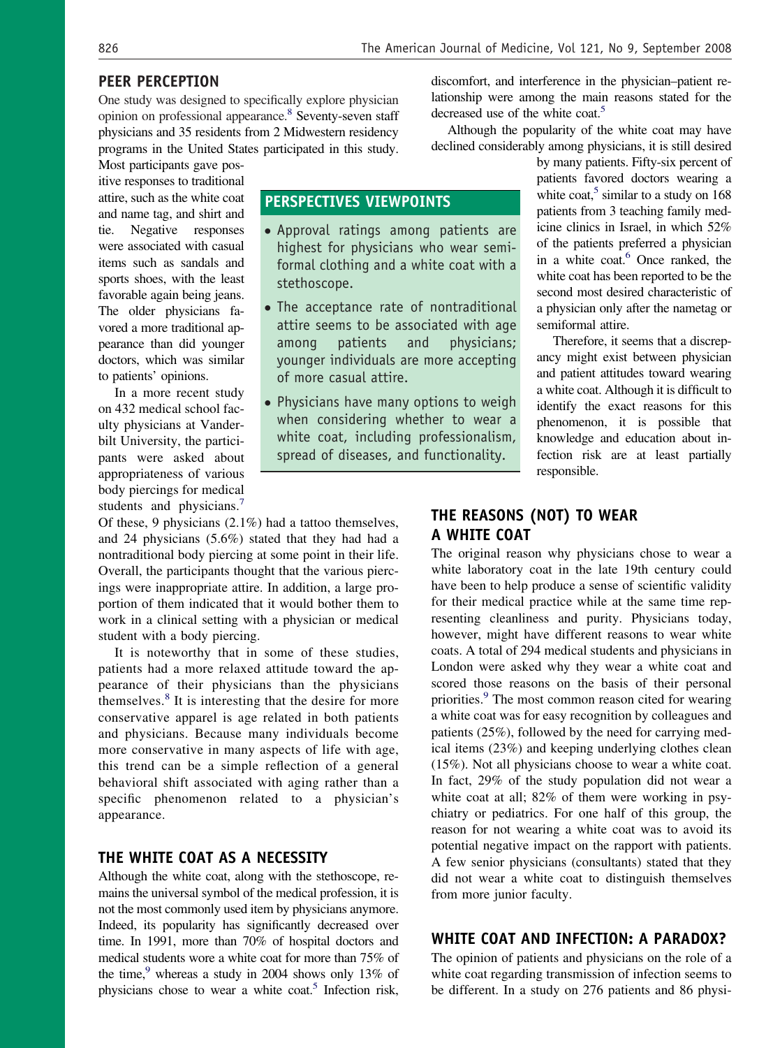## PEER PERCEPTION

One study was designed to specifically explore physician opinion on professional appearance.[8] Seventy-seven staff physicians and 35 residents from 2 Midwestern residency programs in the United States participated in this study. Most participants gave positive responses to traditional attire, such as the white coat and name tag, and shirt and tie. Negative responses were associated with casual items such as sandals and sports shoes, with the least favorable again being jeans. The older physicians favored a more traditional appearance than did younger doctors, which was similar to patients' opinions.

In a more recent study on 432 medical school faculty physicians at Vanderbilt University, the participants were asked about appropriateness of various body piercings for medical students and physicians.[7] Of these, 9 physicians (2.1%) had a tattoo themselves, and 24 physicians (5.6%) stated that they had had a nontraditional body piercing at some point in their life. Overall, the participants thought that the various piercings were inappropriate attire. In addition, a large proportion of them indicated that it would bother them to work in a clinical setting with a physician or medical student with a body piercing.

It is noteworthy that in some of these studies, patients had a more relaxed attitude toward the appearance of their physicians than the physicians themselves.[8] It is interesting that the desire for more conservative apparel is age related in both patients and physicians. Because many individuals become more conservative in many aspects of life with age, this trend can be a simple reflection of a general behavioral shift associated with aging rather than a specific phenomenon related to a physician's appearance.

### PERSPECTIVES VIEWPOINTS

- Approval ratings among patients are highest for physicians who wear semiformal clothing and a white coat with a stethoscope.
- The acceptance rate of nontraditional attire seems to be associated with age among patients and physicians; younger individuals are more accepting of more casual attire.
- Physicians have many options to weigh when considering whether to wear a white coat, including professionalism, spread of diseases, and functionality.

## THE WHITE COAT AS A NECESSITY

Although the white coat, along with the stethoscope, remains the universal symbol of the medical profession, it is not the most commonly used item by physicians anymore. Indeed, its popularity has significantly decreased over time. In 1991, more than 70% of hospital doctors and medical students wore a white coat for more than 75% of the time,[9] whereas a study in 2004 shows only 13% of physicians chose to wear a white coat.[5] Infection risk, discomfort, and interference in the physician–patient relationship were among the main reasons stated for the decreased use of the white coat.[5]

Although the popularity of the white coat may have declined considerably among physicians, it is still desired by many patients. Fifty-six percent of patients favored doctors wearing a white coat,[5] similar to a study on 168 patients from 3 teaching family medicine clinics in Israel, in which 52% of the patients preferred a physician in a white coat.[6] Once ranked, the white coat has been reported to be the second most desired characteristic of a physician only after the nametag or semiformal attire.

Therefore, it seems that a discrepancy might exist between physician and patient attitudes toward wearing a white coat. Although it is difficult to identify the exact reasons for this phenomenon, it is possible that knowledge and education about infection risk are at least partially responsible.

## THE REASONS (NOT) TO WEAR A WHITE COAT

The original reason why physicians chose to wear a white laboratory coat in the late 19th century could have been to help produce a sense of scientific validity for their medical practice while at the same time representing cleanliness and purity. Physicians today, however, might have different reasons to wear white coats. A total of 294 medical students and physicians in London were asked why they wear a white coat and scored those reasons on the basis of their personal priorities.[9] The most common reason cited for wearing a white coat was for easy recognition by colleagues and patients (25%), followed by the need for carrying medical items (23%) and keeping underlying clothes clean (15%). Not all physicians choose to wear a white coat. In fact, 29% of the study population did not wear a white coat at all; 82% of them were working in psychiatry or pediatrics. For one half of this group, the reason for not wearing a white coat was to avoid its potential negative impact on the rapport with patients. A few senior physicians (consultants) stated that they did not wear a white coat to distinguish themselves from more junior faculty.

## WHITE COAT AND INFECTION: A PARADOX?

The opinion of patients and physicians on the role of a white coat regarding transmission of infection seems to be different. In a study on 276 patients and 86 physi-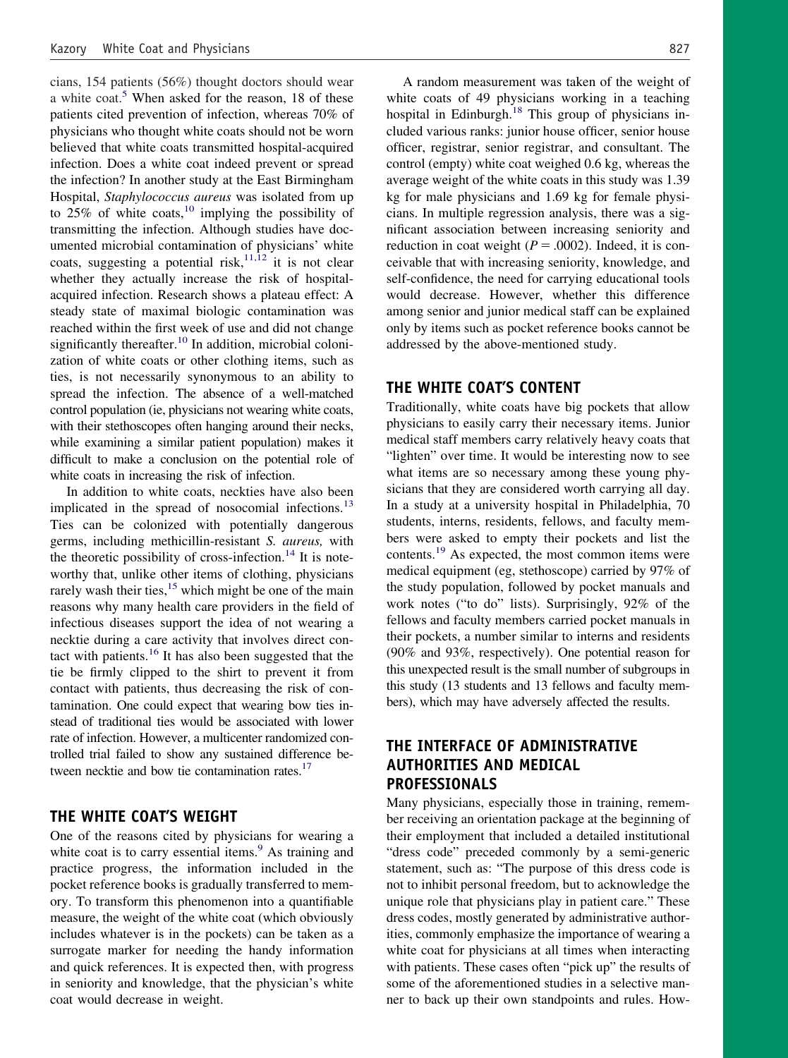cians, 154 patients (56%) thought doctors should wear a white coat.[5] When asked for the reason, 18 of these patients cited prevention of infection, whereas 70% of physicians who thought white coats should not be worn believed that white coats transmitted hospital-acquired infection. Does a white coat indeed prevent or spread the infection? In another study at the East Birmingham Hospital, *Staphylococcus aureus* was isolated from up to 25% of white coats,[10] implying the possibility of transmitting the infection. Although studies have documented microbial contamination of physicians' white coats, suggesting a potential risk,[11,12] it is not clear whether they actually increase the risk of hospital-acquired infection. Research shows a plateau effect: A steady state of maximal biologic contamination was reached within the first week of use and did not change significantly thereafter.[10] In addition, microbial colonization of white coats or other clothing items, such as ties, is not necessarily synonymous to an ability to spread the infection. The absence of a well-matched control population (ie, physicians not wearing white coats, with their stethoscopes often hanging around their necks, while examining a similar patient population) makes it difficult to make a conclusion on the potential role of white coats in increasing the risk of infection.

In addition to white coats, neckties have also been implicated in the spread of nosocomial infections.[13] Ties can be colonized with potentially dangerous germs, including methicillin-resistant *S. aureus,* with the theoretic possibility of cross-infection.[14] It is noteworthy that, unlike other items of clothing, physicians rarely wash their ties,[15] which might be one of the main reasons why many health care providers in the field of infectious diseases support the idea of not wearing a necktie during a care activity that involves direct contact with patients.[16] It has also been suggested that the tie be firmly clipped to the shirt to prevent it from contact with patients, thus decreasing the risk of contamination. One could expect that wearing bow ties instead of traditional ties would be associated with lower rate of infection. However, a multicenter randomized controlled trial failed to show any sustained difference between necktie and bow tie contamination rates.[17]

## THE WHITE COAT'S WEIGHT

One of the reasons cited by physicians for wearing a white coat is to carry essential items.[9] As training and practice progress, the information included in the pocket reference books is gradually transferred to memory. To transform this phenomenon into a quantifiable measure, the weight of the white coat (which obviously includes whatever is in the pockets) can be taken as a surrogate marker for needing the handy information and quick references. It is expected then, with progress in seniority and knowledge, that the physician's white coat would decrease in weight.

A random measurement was taken of the weight of white coats of 49 physicians working in a teaching hospital in Edinburgh.[18] This group of physicians included various ranks: junior house officer, senior house officer, registrar, senior registrar, and consultant. The control (empty) white coat weighed 0.6 kg, whereas the average weight of the white coats in this study was 1.39 kg for male physicians and 1.69 kg for female physicians. In multiple regression analysis, there was a significant association between increasing seniority and reduction in coat weight ($P = .0002$). Indeed, it is conceivable that with increasing seniority, knowledge, and self-confidence, the need for carrying educational tools would decrease. However, whether this difference among senior and junior medical staff can be explained only by items such as pocket reference books cannot be addressed by the above-mentioned study.

## THE WHITE COAT'S CONTENT

Traditionally, white coats have big pockets that allow physicians to easily carry their necessary items. Junior medical staff members carry relatively heavy coats that "lighten" over time. It would be interesting now to see what items are so necessary among these young physicians that they are considered worth carrying all day. In a study at a university hospital in Philadelphia, 70 students, interns, residents, fellows, and faculty members were asked to empty their pockets and list the contents.[19] As expected, the most common items were medical equipment (eg, stethoscope) carried by 97% of the study population, followed by pocket manuals and work notes ("to do" lists). Surprisingly, 92% of the fellows and faculty members carried pocket manuals in their pockets, a number similar to interns and residents (90% and 93%, respectively). One potential reason for this unexpected result is the small number of subgroups in this study (13 students and 13 fellows and faculty members), which may have adversely affected the results.

## THE INTERFACE OF ADMINISTRATIVE AUTHORITIES AND MEDICAL PROFESSIONALS

Many physicians, especially those in training, remember receiving an orientation package at the beginning of their employment that included a detailed institutional "dress code" preceded commonly by a semi-generic statement, such as: "The purpose of this dress code is not to inhibit personal freedom, but to acknowledge the unique role that physicians play in patient care." These dress codes, mostly generated by administrative authorities, commonly emphasize the importance of wearing a white coat for physicians at all times when interacting with patients. These cases often "pick up" the results of some of the aforementioned studies in a selective manner to back up their own standpoints and rules. How-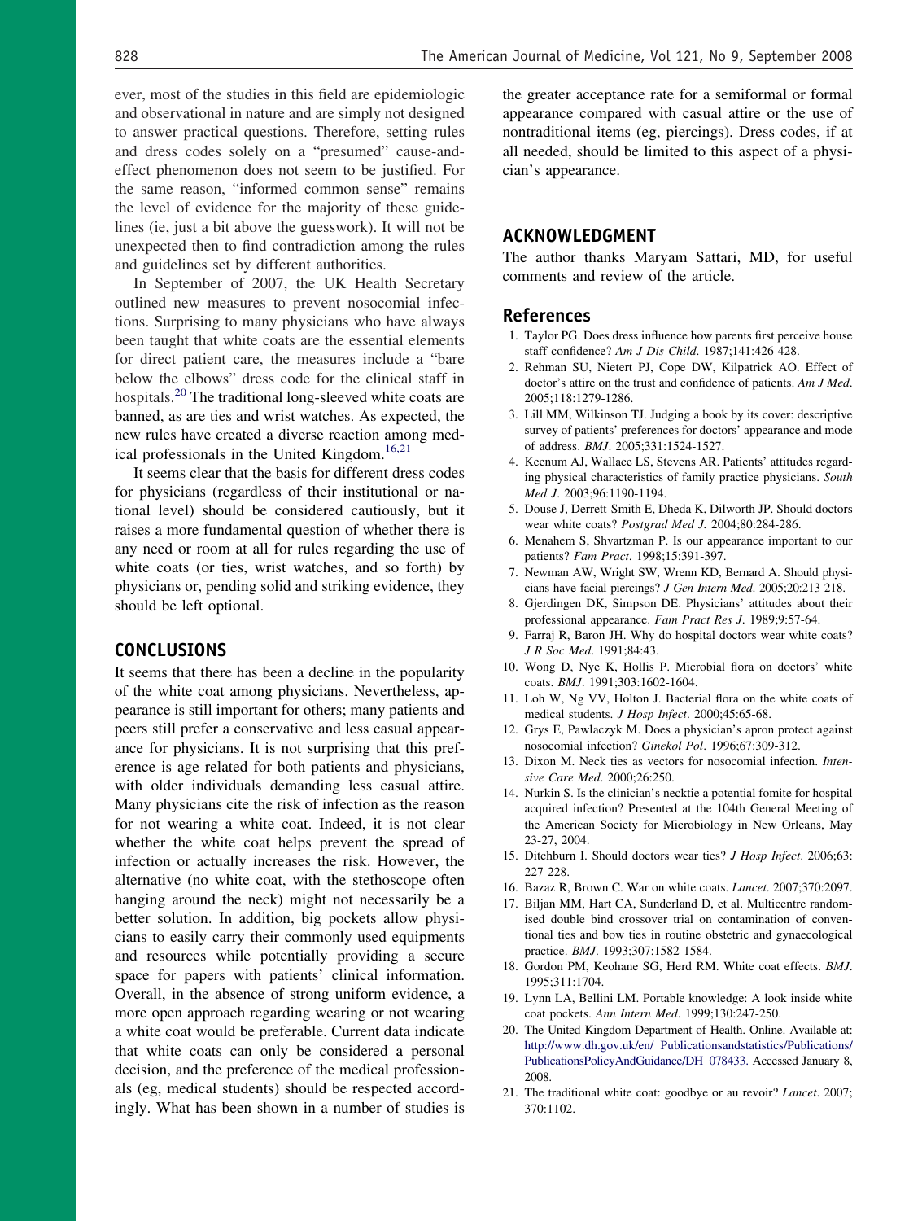ever, most of the studies in this field are epidemiologic and observational in nature and are simply not designed to answer practical questions. Therefore, setting rules and dress codes solely on a "presumed" cause-and-effect phenomenon does not seem to be justified. For the same reason, "informed common sense" remains the level of evidence for the majority of these guidelines (ie, just a bit above the guesswork). It will not be unexpected then to find contradiction among the rules and guidelines set by different authorities.

In September of 2007, the UK Health Secretary outlined new measures to prevent nosocomial infections. Surprising to many physicians who have always been taught that white coats are the essential elements for direct patient care, the measures include a "bare below the elbows" dress code for the clinical staff in hospitals.[20] The traditional long-sleeved white coats are banned, as are ties and wrist watches. As expected, the new rules have created a diverse reaction among medical professionals in the United Kingdom.[16,21]

It seems clear that the basis for different dress codes for physicians (regardless of their institutional or national level) should be considered cautiously, but it raises a more fundamental question of whether there is any need or room at all for rules regarding the use of white coats (or ties, wrist watches, and so forth) by physicians or, pending solid and striking evidence, they should be left optional.

## CONCLUSIONS

It seems that there has been a decline in the popularity of the white coat among physicians. Nevertheless, appearance is still important for others; many patients and peers still prefer a conservative and less casual appearance for physicians. It is not surprising that this preference is age related for both patients and physicians, with older individuals demanding less casual attire. Many physicians cite the risk of infection as the reason for not wearing a white coat. Indeed, it is not clear whether the white coat helps prevent the spread of infection or actually increases the risk. However, the alternative (no white coat, with the stethoscope often hanging around the neck) might not necessarily be a better solution. In addition, big pockets allow physicians to easily carry their commonly used equipments and resources while potentially providing a secure space for papers with patients' clinical information. Overall, in the absence of strong uniform evidence, a more open approach regarding wearing or not wearing a white coat would be preferable. Current data indicate that white coats can only be considered a personal decision, and the preference of the medical professionals (eg, medical students) should be respected accordingly. What has been shown in a number of studies is the greater acceptance rate for a semiformal or formal appearance compared with casual attire or the use of nontraditional items (eg, piercings). Dress codes, if at all needed, should be limited to this aspect of a physician's appearance.

## ACKNOWLEDGMENT

The author thanks Maryam Sattari, MD, for useful comments and review of the article.

## References

1. Taylor PG. Does dress influence how parents first perceive house staff confidence? *Am J Dis Child*. 1987;141:426-428.
2. Rehman SU, Nietert PJ, Cope DW, Kilpatrick AO. Effect of doctor's attire on the trust and confidence of patients. *Am J Med*. 2005;118:1279-1286.
3. Lill MM, Wilkinson TJ. Judging a book by its cover: descriptive survey of patients' preferences for doctors' appearance and mode of address. *BMJ*. 2005;331:1524-1527.
4. Keenum AJ, Wallace LS, Stevens AR. Patients' attitudes regarding physical characteristics of family practice physicians. *South Med J*. 2003;96:1190-1194.
5. Douse J, Derrett-Smith E, Dheda K, Dilworth JP. Should doctors wear white coats? *Postgrad Med J*. 2004;80:284-286.
6. Menahem S, Shvartzman P. Is our appearance important to our patients? *Fam Pract*. 1998;15:391-397.
7. Newman AW, Wright SW, Wrenn KD, Bernard A. Should physicians have facial piercings? *J Gen Intern Med*. 2005;20:213-218.
8. Gjerdingen DK, Simpson DE. Physicians' attitudes about their professional appearance. *Fam Pract Res J*. 1989;9:57-64.
9. Farraj R, Baron JH. Why do hospital doctors wear white coats? *J R Soc Med*. 1991;84:43.
10. Wong D, Nye K, Hollis P. Microbial flora on doctors' white coats. *BMJ*. 1991;303:1602-1604.
11. Loh W, Ng VV, Holton J. Bacterial flora on the white coats of medical students. *J Hosp Infect*. 2000;45:65-68.
12. Grys E, Pawlaczyk M. Does a physician's apron protect against nosocomial infection? *Ginekol Pol*. 1996;67:309-312.
13. Dixon M. Neck ties as vectors for nosocomial infection. *Intensive Care Med*. 2000;26:250.
14. Nurkin S. Is the clinician's necktie a potential fomite for hospital acquired infection? Presented at the 104th General Meeting of the American Society for Microbiology in New Orleans, May 23-27, 2004.
15. Ditchburn I. Should doctors wear ties? *J Hosp Infect*. 2006;63: 227-228.
16. Bazaz R, Brown C. War on white coats. *Lancet*. 2007;370:2097.
17. Biljan MM, Hart CA, Sunderland D, et al. Multicentre randomised double bind crossover trial on contamination of conventional ties and bow ties in routine obstetric and gynaecological practice. *BMJ*. 1993;307:1582-1584.
18. Gordon PM, Keohane SG, Herd RM. White coat effects. *BMJ*. 1995;311:1704.
19. Lynn LA, Bellini LM. Portable knowledge: A look inside white coat pockets. *Ann Intern Med*. 1999;130:247-250.
20. The United Kingdom Department of Health. Online. Available at: http://www.dh.gov.uk/en/ Publicationsandstatistics/Publications/PublicationsPolicyAndGuidance/DH_078433. Accessed January 8, 2008.
21. The traditional white coat: goodbye or au revoir? *Lancet*. 2007; 370:1102.